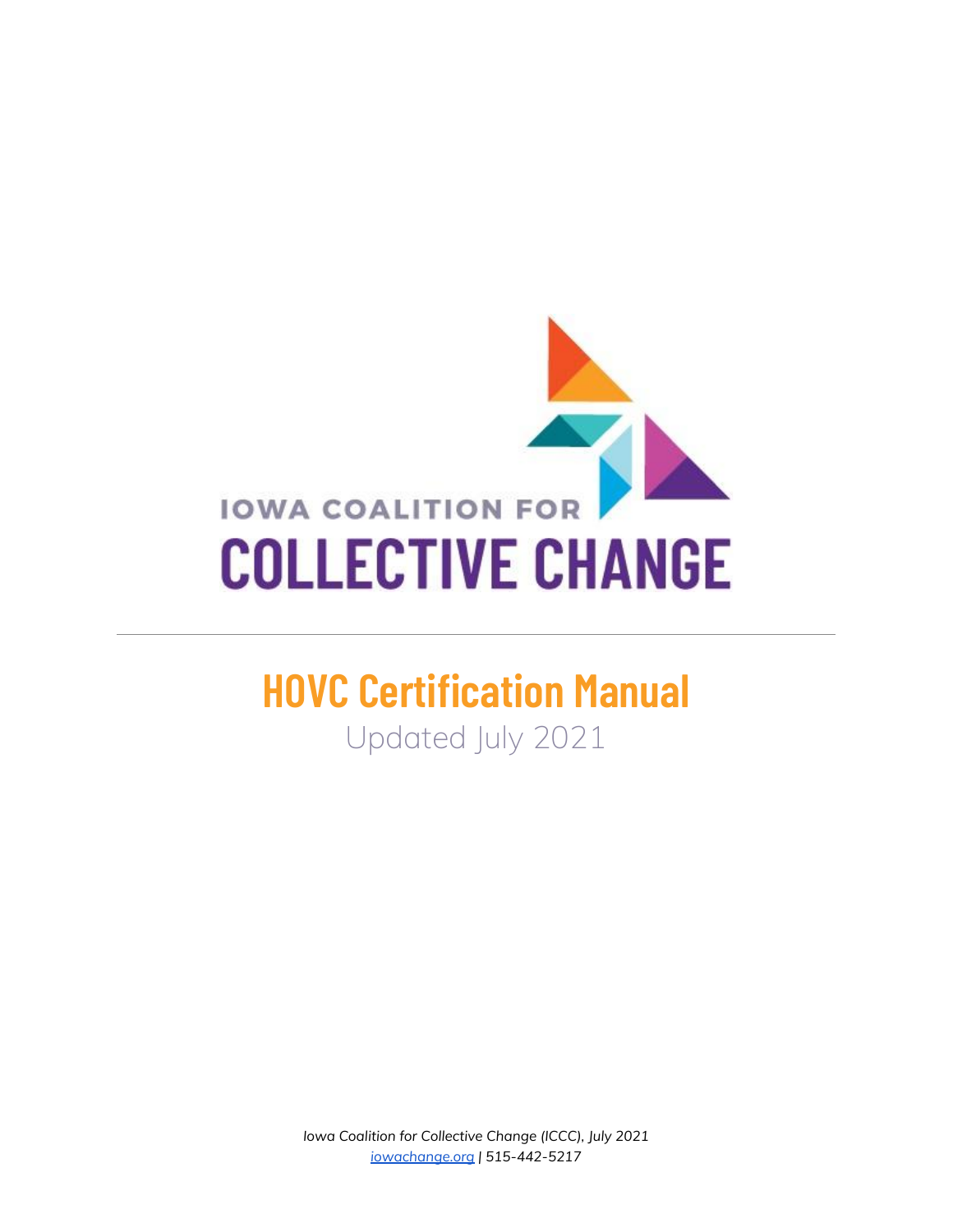IOWA COALITION FOR

COLLECTIVE CHANGE

---

# HOVC Certification Manual

Updated July 2021

*Iowa Coalition for Collective Change (ICCC), July 2021*
*iowachange.org | 515-442-5217*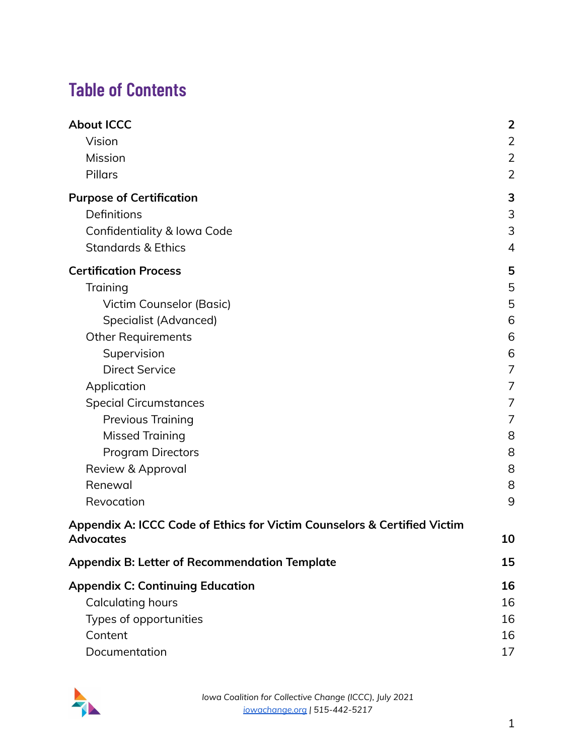# Table of Contents

| | |
|---|---|
| **About ICCC** | **2** |
| Vision | 2 |
| Mission | 2 |
| Pillars | 2 |
| **Purpose of Certification** | **3** |
| Definitions | 3 |
| Confidentiality & Iowa Code | 3 |
| Standards & Ethics | 4 |
| **Certification Process** | **5** |
| Training | 5 |
| Victim Counselor (Basic) | 5 |
| Specialist (Advanced) | 6 |
| Other Requirements | 6 |
| Supervision | 6 |
| Direct Service | 7 |
| Application | 7 |
| Special Circumstances | 7 |
| Previous Training | 7 |
| Missed Training | 8 |
| Program Directors | 8 |
| Review & Approval | 8 |
| Renewal | 8 |
| Revocation | 9 |
| **Appendix A: ICCC Code of Ethics for Victim Counselors & Certified Victim Advocates** | **10** |
| **Appendix B: Letter of Recommendation Template** | **15** |
| **Appendix C: Continuing Education** | **16** |
| Calculating hours | 16 |
| Types of opportunities | 16 |
| Content | 16 |
| Documentation | 17 |

*Iowa Coalition for Collective Change (ICCC), July 2021*
iowachange.org | 515-442-5217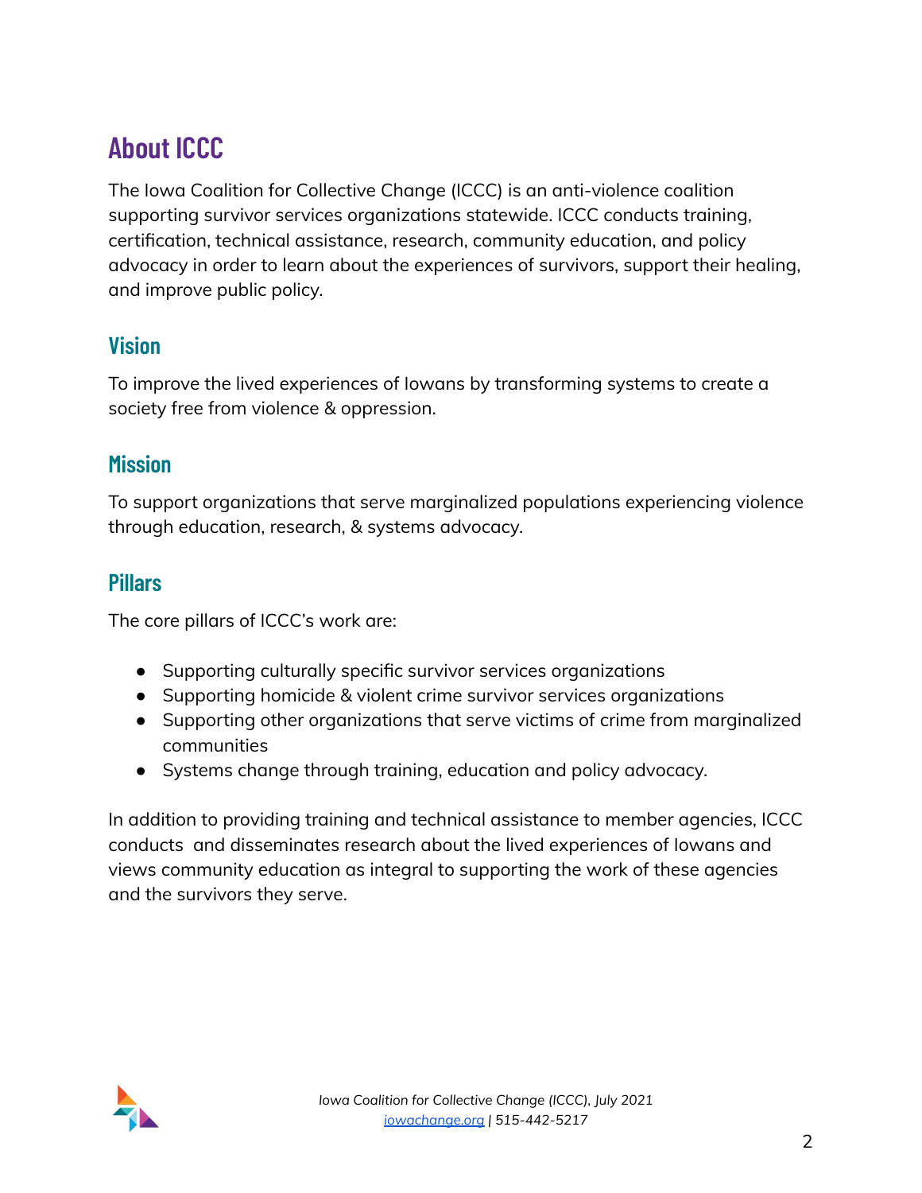## About ICCC

The Iowa Coalition for Collective Change (ICCC) is an anti-violence coalition supporting survivor services organizations statewide. ICCC conducts training, certification, technical assistance, research, community education, and policy advocacy in order to learn about the experiences of survivors, support their healing, and improve public policy.

### Vision

To improve the lived experiences of Iowans by transforming systems to create a society free from violence & oppression.

### Mission

To support organizations that serve marginalized populations experiencing violence through education, research, & systems advocacy.

### Pillars

The core pillars of ICCC's work are:

- Supporting culturally specific survivor services organizations
- Supporting homicide & violent crime survivor services organizations
- Supporting other organizations that serve victims of crime from marginalized communities
- Systems change through training, education and policy advocacy.

In addition to providing training and technical assistance to member agencies, ICCC conducts and disseminates research about the lived experiences of Iowans and views community education as integral to supporting the work of these agencies and the survivors they serve.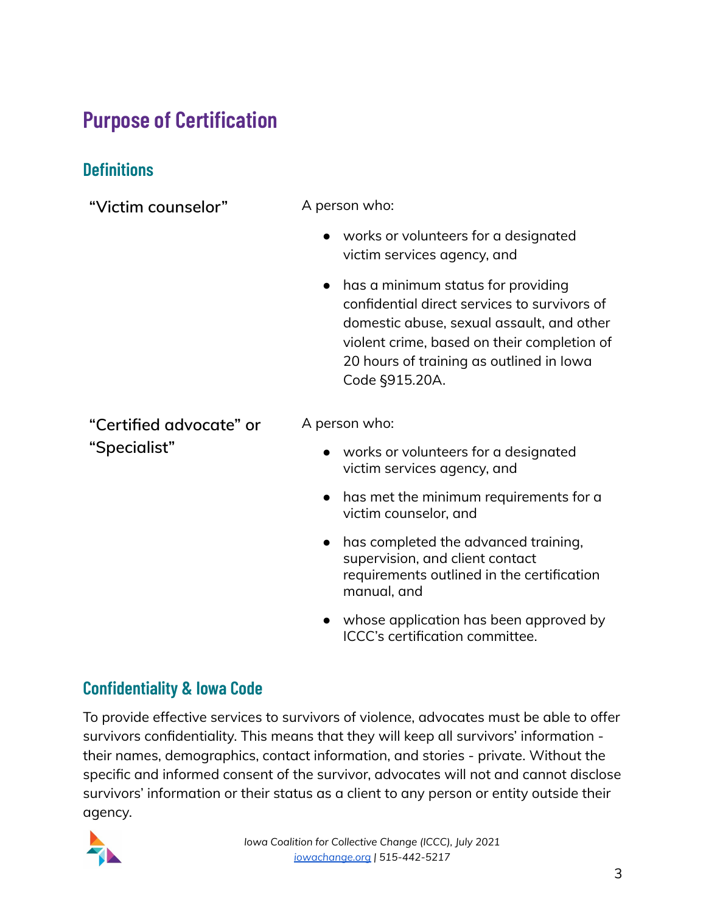# Purpose of Certification

## Definitions

| | |
|---|---|
| "Victim counselor" | A person who:<br>• works or volunteers for a designated victim services agency, and<br>• has a minimum status for providing confidential direct services to survivors of domestic abuse, sexual assault, and other violent crime, based on their completion of 20 hours of training as outlined in Iowa Code §915.20A. |
| "Certified advocate" or "Specialist" | A person who:<br>• works or volunteers for a designated victim services agency, and<br>• has met the minimum requirements for a victim counselor, and<br>• has completed the advanced training, supervision, and client contact requirements outlined in the certification manual, and<br>• whose application has been approved by ICCC's certification committee. |

## Confidentiality & Iowa Code

To provide effective services to survivors of violence, advocates must be able to offer survivors confidentiality. This means that they will keep all survivors' information - their names, demographics, contact information, and stories - private. Without the specific and informed consent of the survivor, advocates will not and cannot disclose survivors' information or their status as a client to any person or entity outside their agency.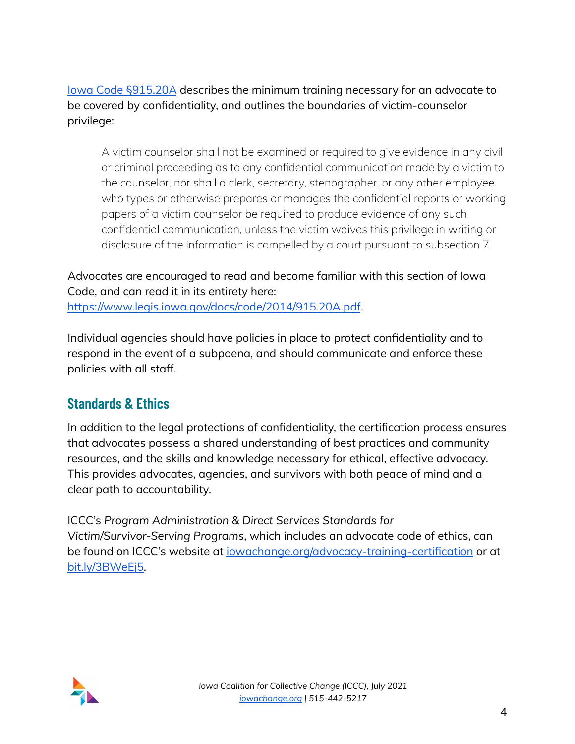[Iowa Code §915.20A](https://www.legis.iowa.gov/docs/code/2014/915.20A.pdf) describes the minimum training necessary for an advocate to be covered by confidentiality, and outlines the boundaries of victim-counselor privilege:

> A victim counselor shall not be examined or required to give evidence in any civil or criminal proceeding as to any confidential communication made by a victim to the counselor, nor shall a clerk, secretary, stenographer, or any other employee who types or otherwise prepares or manages the confidential reports or working papers of a victim counselor be required to produce evidence of any such confidential communication, unless the victim waives this privilege in writing or disclosure of the information is compelled by a court pursuant to subsection 7.

Advocates are encouraged to read and become familiar with this section of Iowa Code, and can read it in its entirety here: [https://www.legis.iowa.gov/docs/code/2014/915.20A.pdf](https://www.legis.iowa.gov/docs/code/2014/915.20A.pdf).

Individual agencies should have policies in place to protect confidentiality and to respond in the event of a subpoena, and should communicate and enforce these policies with all staff.

## Standards & Ethics

In addition to the legal protections of confidentiality, the certification process ensures that advocates possess a shared understanding of best practices and community resources, and the skills and knowledge necessary for ethical, effective advocacy. This provides advocates, agencies, and survivors with both peace of mind and a clear path to accountability.

ICCC's *Program Administration & Direct Services Standards for Victim/Survivor-Serving Programs*, which includes an advocate code of ethics, can be found on ICCC's website at [iowachange.org/advocacy-training-certification](https://iowachange.org/advocacy-training-certification) or at [bit.ly/3BWeEj5](https://bit.ly/3BWeEj5).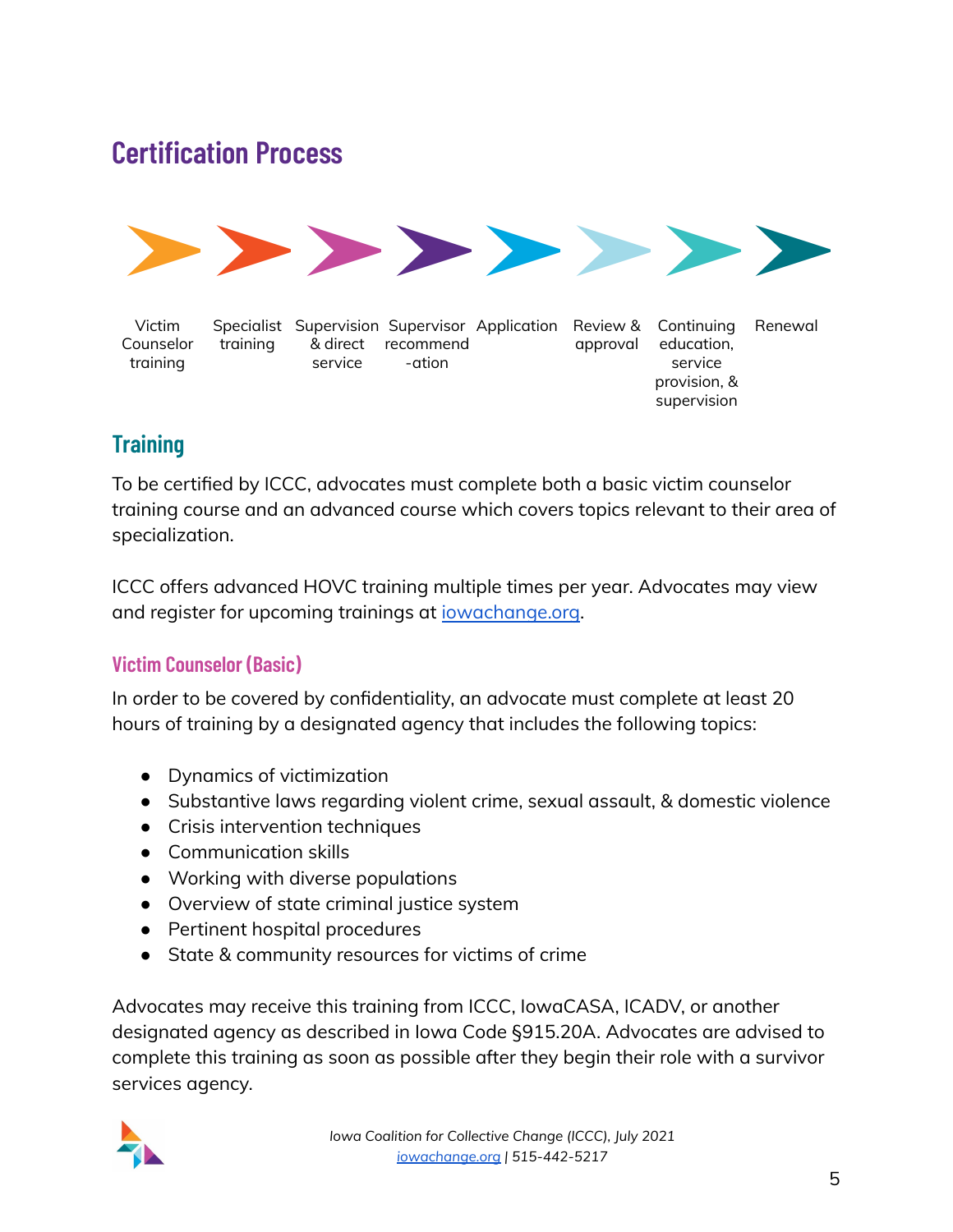## Certification Process

Victim Counselor training → Specialist training → Supervision & direct service → Supervisor recommendation → Application → Review & approval → Continuing education, service provision, & supervision → Renewal

### Training

To be certified by ICCC, advocates must complete both a basic victim counselor training course and an advanced course which covers topics relevant to their area of specialization.

ICCC offers advanced HOVC training multiple times per year. Advocates may view and register for upcoming trainings at [iowachange.org](https://iowachange.org).

#### Victim Counselor (Basic)

In order to be covered by confidentiality, an advocate must complete at least 20 hours of training by a designated agency that includes the following topics:

- Dynamics of victimization
- Substantive laws regarding violent crime, sexual assault, & domestic violence
- Crisis intervention techniques
- Communication skills
- Working with diverse populations
- Overview of state criminal justice system
- Pertinent hospital procedures
- State & community resources for victims of crime

Advocates may receive this training from ICCC, IowaCASA, ICADV, or another designated agency as described in Iowa Code §915.20A. Advocates are advised to complete this training as soon as possible after they begin their role with a survivor services agency.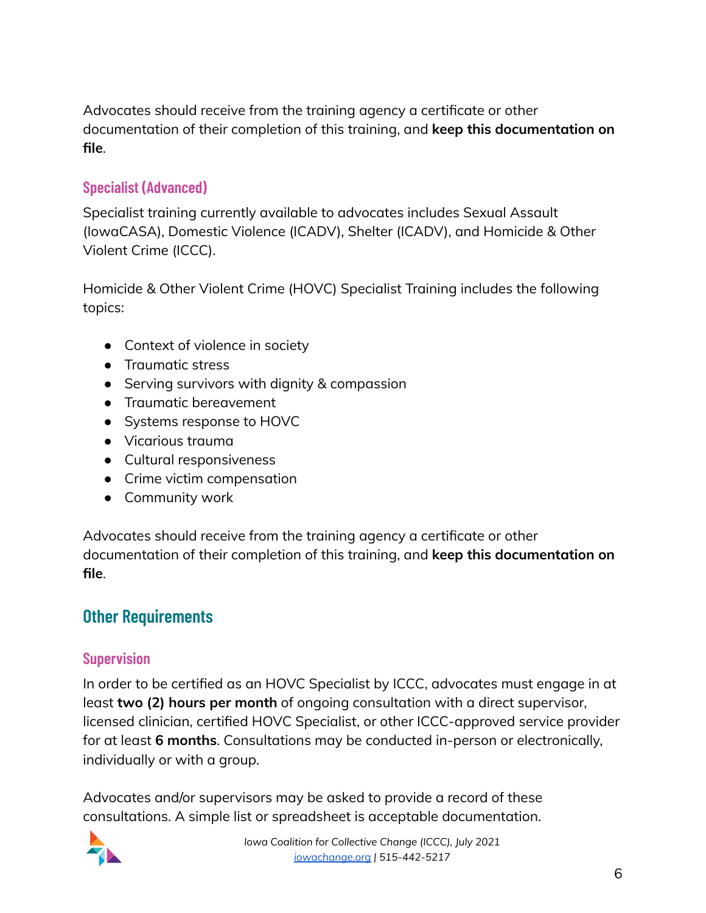Advocates should receive from the training agency a certificate or other documentation of their completion of this training, and **keep this documentation on file**.

### Specialist (Advanced)

Specialist training currently available to advocates includes Sexual Assault (IowaCASA), Domestic Violence (ICADV), Shelter (ICADV), and Homicide & Other Violent Crime (ICCC).

Homicide & Other Violent Crime (HOVC) Specialist Training includes the following topics:

- Context of violence in society
- Traumatic stress
- Serving survivors with dignity & compassion
- Traumatic bereavement
- Systems response to HOVC
- Vicarious trauma
- Cultural responsiveness
- Crime victim compensation
- Community work

Advocates should receive from the training agency a certificate or other documentation of their completion of this training, and **keep this documentation on file**.

## Other Requirements

### Supervision

In order to be certified as an HOVC Specialist by ICCC, advocates must engage in at least **two (2) hours per month** of ongoing consultation with a direct supervisor, licensed clinician, certified HOVC Specialist, or other ICCC-approved service provider for at least **6 months**. Consultations may be conducted in-person or electronically, individually or with a group.

Advocates and/or supervisors may be asked to provide a record of these consultations. A simple list or spreadsheet is acceptable documentation.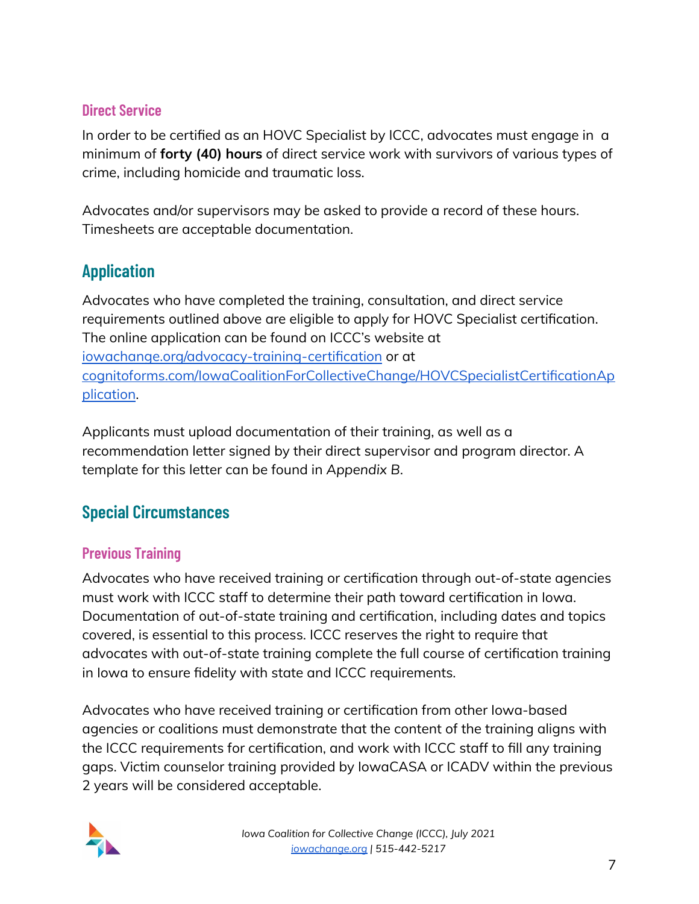### Direct Service

In order to be certified as an HOVC Specialist by ICCC, advocates must engage in a minimum of **forty (40) hours** of direct service work with survivors of various types of crime, including homicide and traumatic loss.

Advocates and/or supervisors may be asked to provide a record of these hours. Timesheets are acceptable documentation.

## Application

Advocates who have completed the training, consultation, and direct service requirements outlined above are eligible to apply for HOVC Specialist certification. The online application can be found on ICCC's website at [iowachange.org/advocacy-training-certification](iowachange.org/advocacy-training-certification) or at [cognitoforms.com/IowaCoalitionForCollectiveChange/HOVCSpecialistCertificationApplication](cognitoforms.com/IowaCoalitionForCollectiveChange/HOVCSpecialistCertificationApplication).

Applicants must upload documentation of their training, as well as a recommendation letter signed by their direct supervisor and program director. A template for this letter can be found in *Appendix B*.

## Special Circumstances

### Previous Training

Advocates who have received training or certification through out-of-state agencies must work with ICCC staff to determine their path toward certification in Iowa. Documentation of out-of-state training and certification, including dates and topics covered, is essential to this process. ICCC reserves the right to require that advocates with out-of-state training complete the full course of certification training in Iowa to ensure fidelity with state and ICCC requirements.

Advocates who have received training or certification from other Iowa-based agencies or coalitions must demonstrate that the content of the training aligns with the ICCC requirements for certification, and work with ICCC staff to fill any training gaps. Victim counselor training provided by IowaCASA or ICADV within the previous 2 years will be considered acceptable.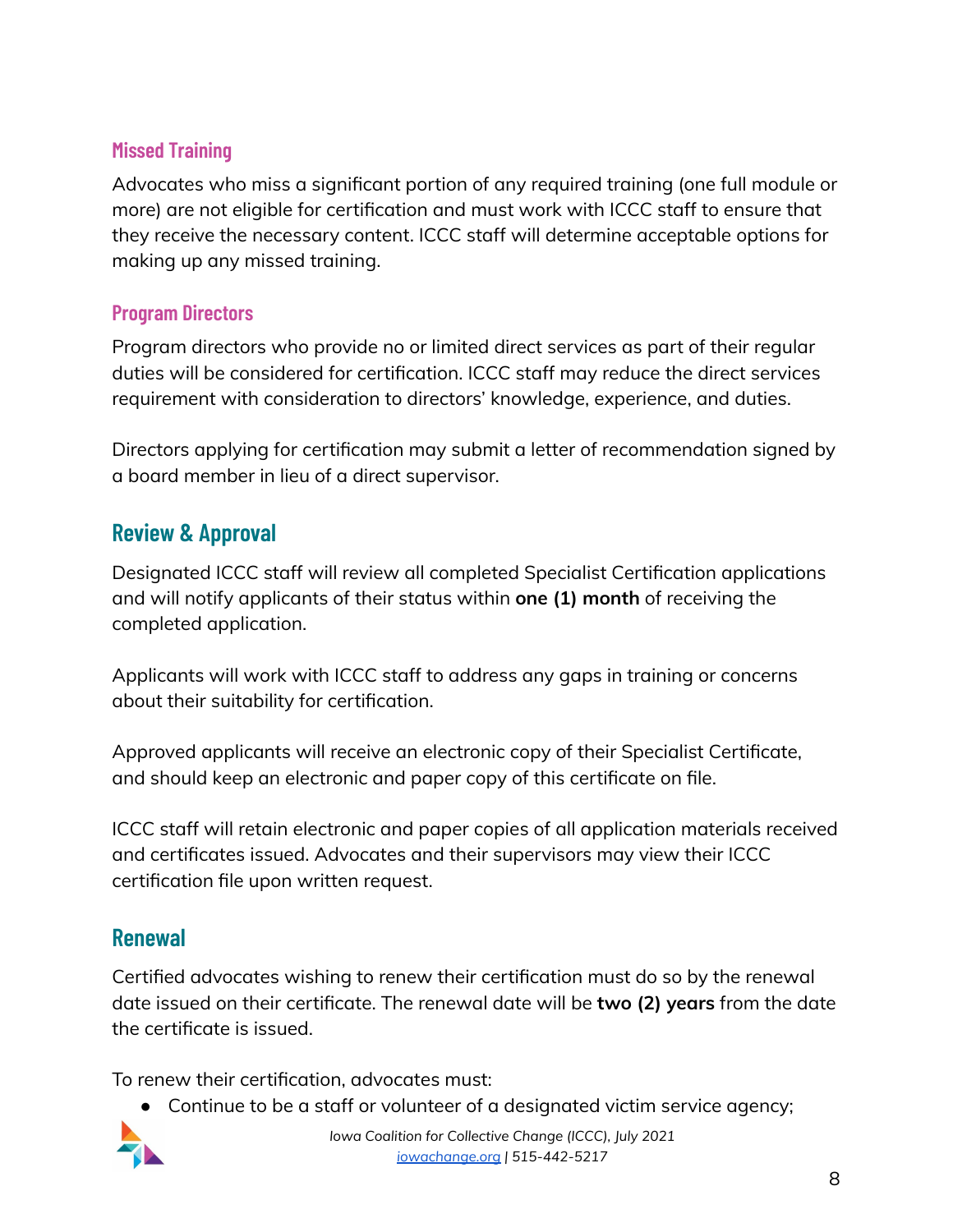### Missed Training

Advocates who miss a significant portion of any required training (one full module or more) are not eligible for certification and must work with ICCC staff to ensure that they receive the necessary content. ICCC staff will determine acceptable options for making up any missed training.

### Program Directors

Program directors who provide no or limited direct services as part of their regular duties will be considered for certification. ICCC staff may reduce the direct services requirement with consideration to directors' knowledge, experience, and duties.

Directors applying for certification may submit a letter of recommendation signed by a board member in lieu of a direct supervisor.

## Review & Approval

Designated ICCC staff will review all completed Specialist Certification applications and will notify applicants of their status within **one (1) month** of receiving the completed application.

Applicants will work with ICCC staff to address any gaps in training or concerns about their suitability for certification.

Approved applicants will receive an electronic copy of their Specialist Certificate, and should keep an electronic and paper copy of this certificate on file.

ICCC staff will retain electronic and paper copies of all application materials received and certificates issued. Advocates and their supervisors may view their ICCC certification file upon written request.

## Renewal

Certified advocates wishing to renew their certification must do so by the renewal date issued on their certificate. The renewal date will be **two (2) years** from the date the certificate is issued.

To renew their certification, advocates must:

- Continue to be a staff or volunteer of a designated victim service agency;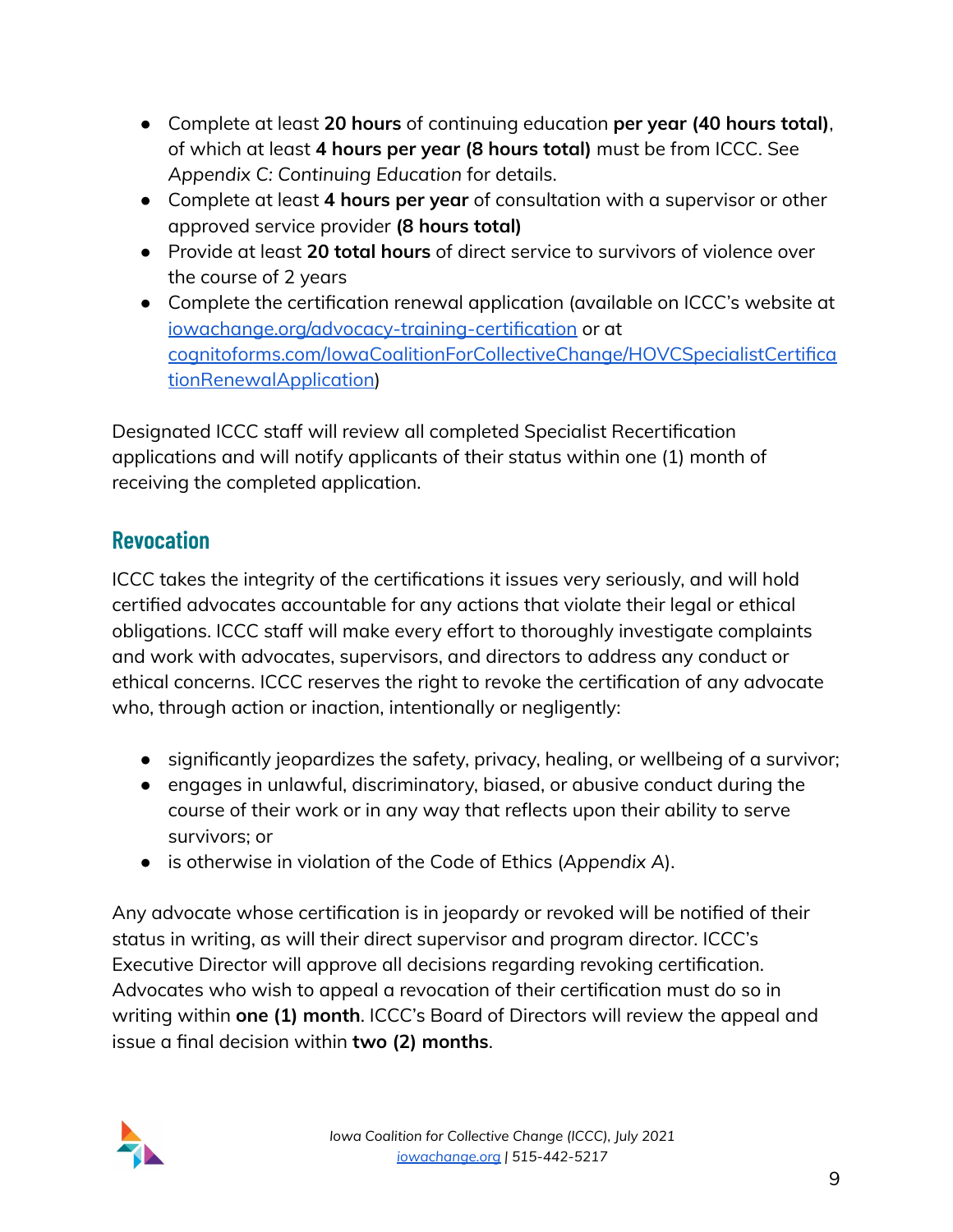- Complete at least **20 hours** of continuing education **per year (40 hours total)**, of which at least **4 hours per year (8 hours total)** must be from ICCC. See *Appendix C: Continuing Education* for details.
- Complete at least **4 hours per year** of consultation with a supervisor or other approved service provider **(8 hours total)**
- Provide at least **20 total hours** of direct service to survivors of violence over the course of 2 years
- Complete the certification renewal application (available on ICCC's website at [iowachange.org/advocacy-training-certification](iowachange.org/advocacy-training-certification) or at [cognitoforms.com/IowaCoalitionForCollectiveChange/HOVCSpecialistCertificationRenewalApplication](cognitoforms.com/IowaCoalitionForCollectiveChange/HOVCSpecialistCertificationRenewalApplication))

Designated ICCC staff will review all completed Specialist Recertification applications and will notify applicants of their status within one (1) month of receiving the completed application.

## Revocation

ICCC takes the integrity of the certifications it issues very seriously, and will hold certified advocates accountable for any actions that violate their legal or ethical obligations. ICCC staff will make every effort to thoroughly investigate complaints and work with advocates, supervisors, and directors to address any conduct or ethical concerns. ICCC reserves the right to revoke the certification of any advocate who, through action or inaction, intentionally or negligently:

- significantly jeopardizes the safety, privacy, healing, or wellbeing of a survivor;
- engages in unlawful, discriminatory, biased, or abusive conduct during the course of their work or in any way that reflects upon their ability to serve survivors; or
- is otherwise in violation of the Code of Ethics (*Appendix A*).

Any advocate whose certification is in jeopardy or revoked will be notified of their status in writing, as will their direct supervisor and program director. ICCC's Executive Director will approve all decisions regarding revoking certification. Advocates who wish to appeal a revocation of their certification must do so in writing within **one (1) month**. ICCC's Board of Directors will review the appeal and issue a final decision within **two (2) months**.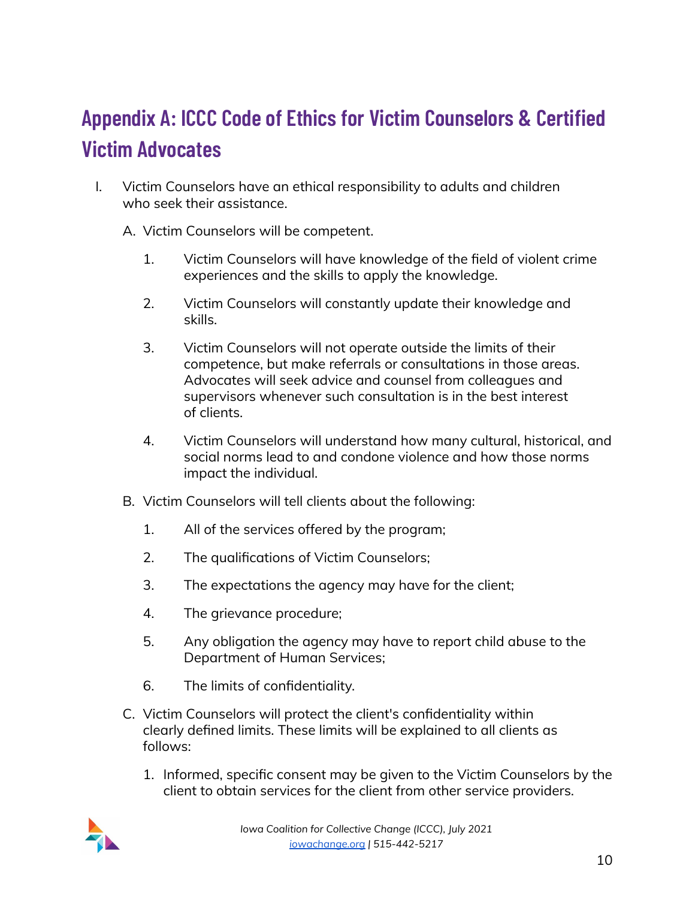## Appendix A: ICCC Code of Ethics for Victim Counselors & Certified Victim Advocates

I. Victim Counselors have an ethical responsibility to adults and children who seek their assistance.

   A. Victim Counselors will be competent.

      1. Victim Counselors will have knowledge of the field of violent crime experiences and the skills to apply the knowledge.

      2. Victim Counselors will constantly update their knowledge and skills.

      3. Victim Counselors will not operate outside the limits of their competence, but make referrals or consultations in those areas. Advocates will seek advice and counsel from colleagues and supervisors whenever such consultation is in the best interest of clients.

      4. Victim Counselors will understand how many cultural, historical, and social norms lead to and condone violence and how those norms impact the individual.

   B. Victim Counselors will tell clients about the following:

      1. All of the services offered by the program;

      2. The qualifications of Victim Counselors;

      3. The expectations the agency may have for the client;

      4. The grievance procedure;

      5. Any obligation the agency may have to report child abuse to the Department of Human Services;

      6. The limits of confidentiality.

   C. Victim Counselors will protect the client's confidentiality within clearly defined limits. These limits will be explained to all clients as follows:

      1. Informed, specific consent may be given to the Victim Counselors by the client to obtain services for the client from other service providers.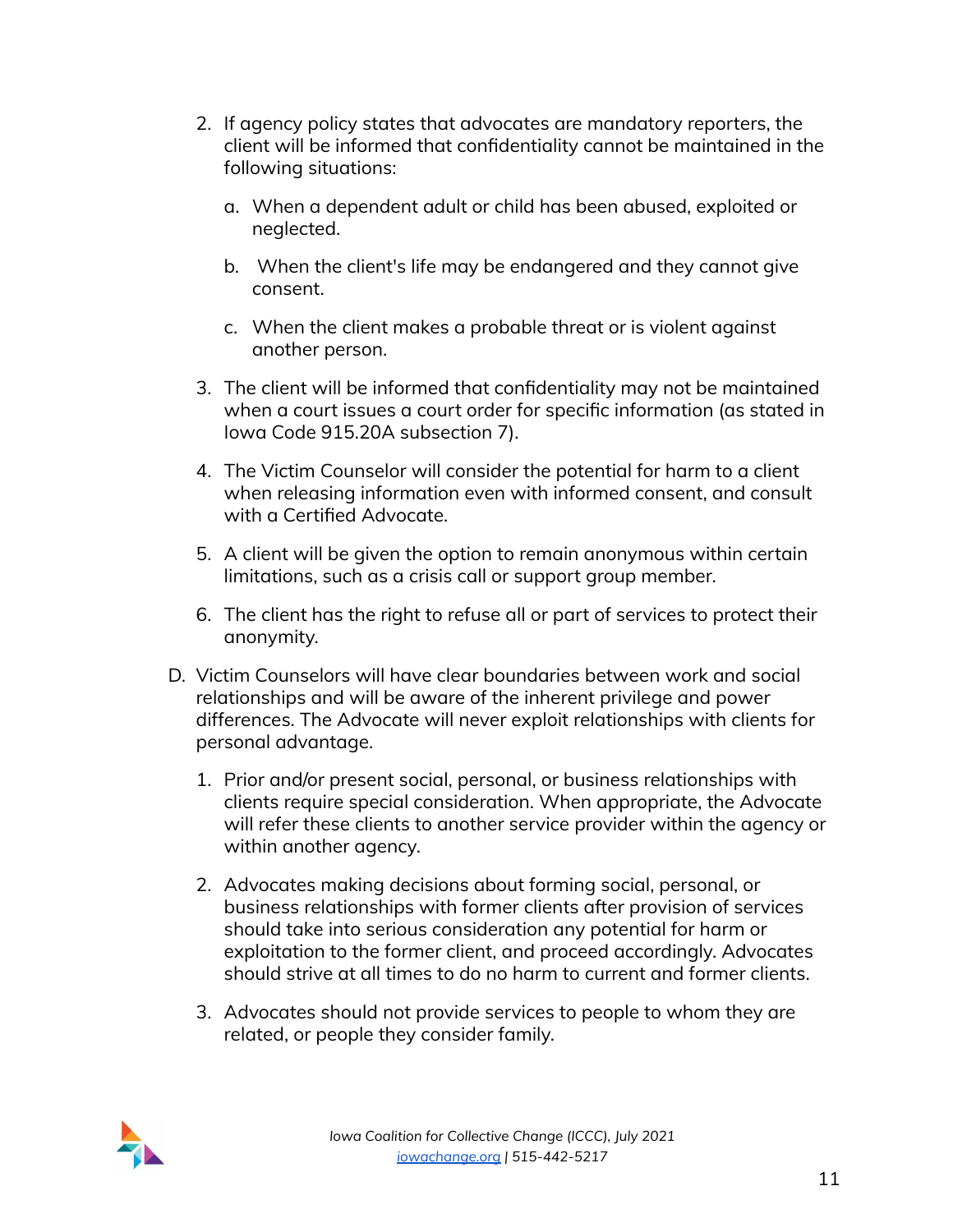2. If agency policy states that advocates are mandatory reporters, the client will be informed that confidentiality cannot be maintained in the following situations:

    a. When a dependent adult or child has been abused, exploited or neglected.

    b. When the client's life may be endangered and they cannot give consent.

    c. When the client makes a probable threat or is violent against another person.

3. The client will be informed that confidentiality may not be maintained when a court issues a court order for specific information (as stated in Iowa Code 915.20A subsection 7).

4. The Victim Counselor will consider the potential for harm to a client when releasing information even with informed consent, and consult with a Certified Advocate.

5. A client will be given the option to remain anonymous within certain limitations, such as a crisis call or support group member.

6. The client has the right to refuse all or part of services to protect their anonymity.

D. Victim Counselors will have clear boundaries between work and social relationships and will be aware of the inherent privilege and power differences. The Advocate will never exploit relationships with clients for personal advantage.

1. Prior and/or present social, personal, or business relationships with clients require special consideration. When appropriate, the Advocate will refer these clients to another service provider within the agency or within another agency.

2. Advocates making decisions about forming social, personal, or business relationships with former clients after provision of services should take into serious consideration any potential for harm or exploitation to the former client, and proceed accordingly. Advocates should strive at all times to do no harm to current and former clients.

3. Advocates should not provide services to people to whom they are related, or people they consider family.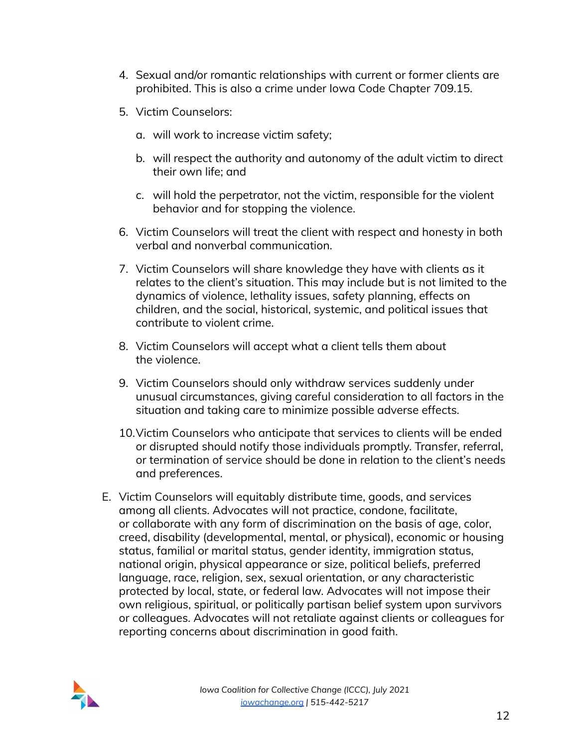4. Sexual and/or romantic relationships with current or former clients are prohibited. This is also a crime under Iowa Code Chapter 709.15.

5. Victim Counselors:

   a. will work to increase victim safety;

   b. will respect the authority and autonomy of the adult victim to direct their own life; and

   c. will hold the perpetrator, not the victim, responsible for the violent behavior and for stopping the violence.

6. Victim Counselors will treat the client with respect and honesty in both verbal and nonverbal communication.

7. Victim Counselors will share knowledge they have with clients as it relates to the client's situation. This may include but is not limited to the dynamics of violence, lethality issues, safety planning, effects on children, and the social, historical, systemic, and political issues that contribute to violent crime.

8. Victim Counselors will accept what a client tells them about the violence.

9. Victim Counselors should only withdraw services suddenly under unusual circumstances, giving careful consideration to all factors in the situation and taking care to minimize possible adverse effects.

10. Victim Counselors who anticipate that services to clients will be ended or disrupted should notify those individuals promptly. Transfer, referral, or termination of service should be done in relation to the client's needs and preferences.

E. Victim Counselors will equitably distribute time, goods, and services among all clients. Advocates will not practice, condone, facilitate, or collaborate with any form of discrimination on the basis of age, color, creed, disability (developmental, mental, or physical), economic or housing status, familial or marital status, gender identity, immigration status, national origin, physical appearance or size, political beliefs, preferred language, race, religion, sex, sexual orientation, or any characteristic protected by local, state, or federal law. Advocates will not impose their own religious, spiritual, or politically partisan belief system upon survivors or colleagues. Advocates will not retaliate against clients or colleagues for reporting concerns about discrimination in good faith.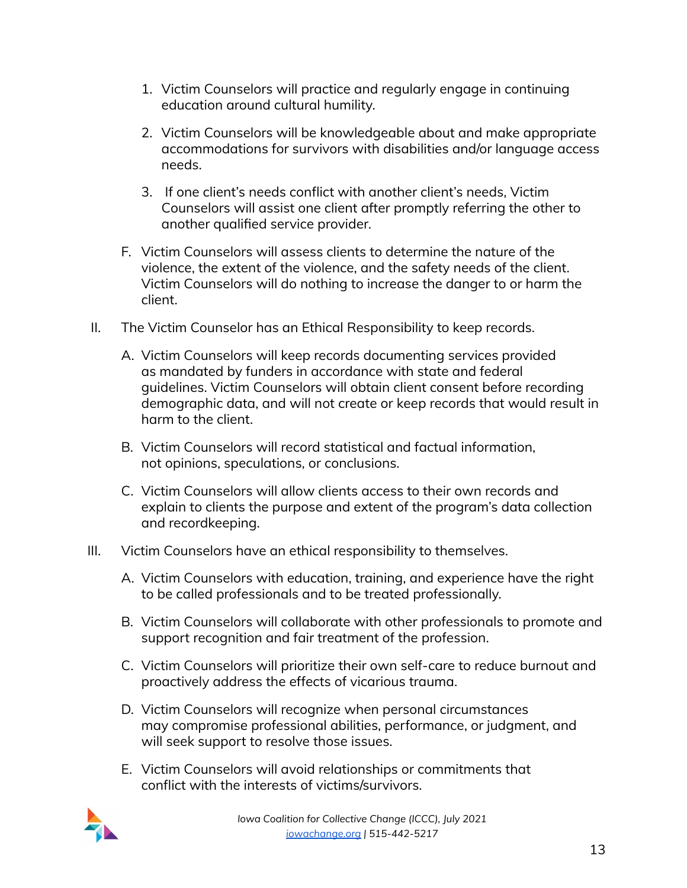1. Victim Counselors will practice and regularly engage in continuing education around cultural humility.

2. Victim Counselors will be knowledgeable about and make appropriate accommodations for survivors with disabilities and/or language access needs.

3. If one client's needs conflict with another client's needs, Victim Counselors will assist one client after promptly referring the other to another qualified service provider.

F. Victim Counselors will assess clients to determine the nature of the violence, the extent of the violence, and the safety needs of the client. Victim Counselors will do nothing to increase the danger to or harm the client.

II. The Victim Counselor has an Ethical Responsibility to keep records.

A. Victim Counselors will keep records documenting services provided as mandated by funders in accordance with state and federal guidelines. Victim Counselors will obtain client consent before recording demographic data, and will not create or keep records that would result in harm to the client.

B. Victim Counselors will record statistical and factual information, not opinions, speculations, or conclusions.

C. Victim Counselors will allow clients access to their own records and explain to clients the purpose and extent of the program's data collection and recordkeeping.

III. Victim Counselors have an ethical responsibility to themselves.

A. Victim Counselors with education, training, and experience have the right to be called professionals and to be treated professionally.

B. Victim Counselors will collaborate with other professionals to promote and support recognition and fair treatment of the profession.

C. Victim Counselors will prioritize their own self-care to reduce burnout and proactively address the effects of vicarious trauma.

D. Victim Counselors will recognize when personal circumstances may compromise professional abilities, performance, or judgment, and will seek support to resolve those issues.

E. Victim Counselors will avoid relationships or commitments that conflict with the interests of victims/survivors.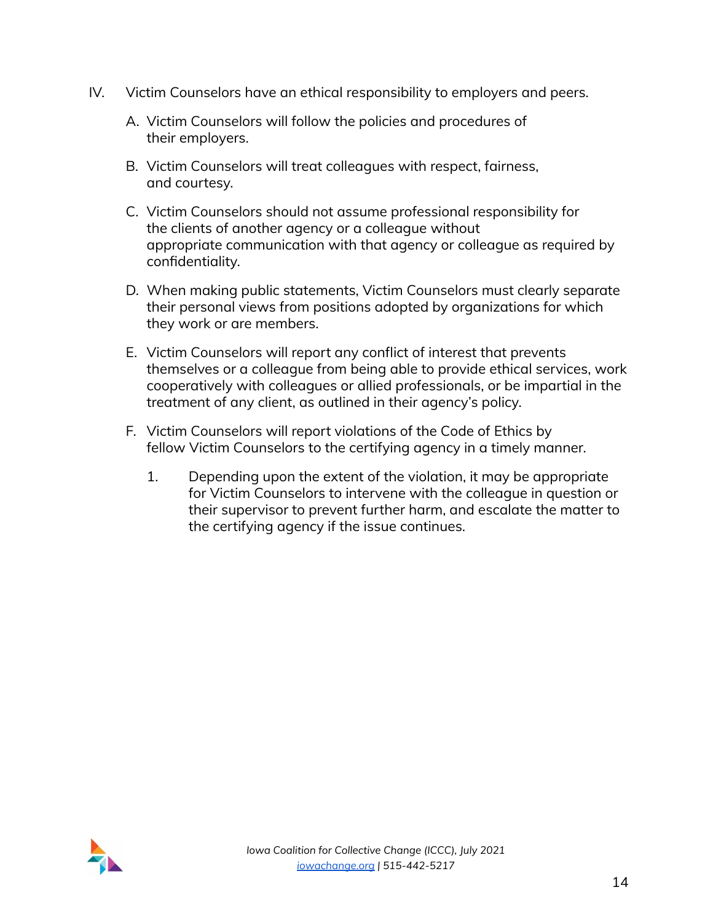IV. Victim Counselors have an ethical responsibility to employers and peers.

A. Victim Counselors will follow the policies and procedures of their employers.

B. Victim Counselors will treat colleagues with respect, fairness, and courtesy.

C. Victim Counselors should not assume professional responsibility for the clients of another agency or a colleague without appropriate communication with that agency or colleague as required by confidentiality.

D. When making public statements, Victim Counselors must clearly separate their personal views from positions adopted by organizations for which they work or are members.

E. Victim Counselors will report any conflict of interest that prevents themselves or a colleague from being able to provide ethical services, work cooperatively with colleagues or allied professionals, or be impartial in the treatment of any client, as outlined in their agency's policy.

F. Victim Counselors will report violations of the Code of Ethics by fellow Victim Counselors to the certifying agency in a timely manner.

1. Depending upon the extent of the violation, it may be appropriate for Victim Counselors to intervene with the colleague in question or their supervisor to prevent further harm, and escalate the matter to the certifying agency if the issue continues.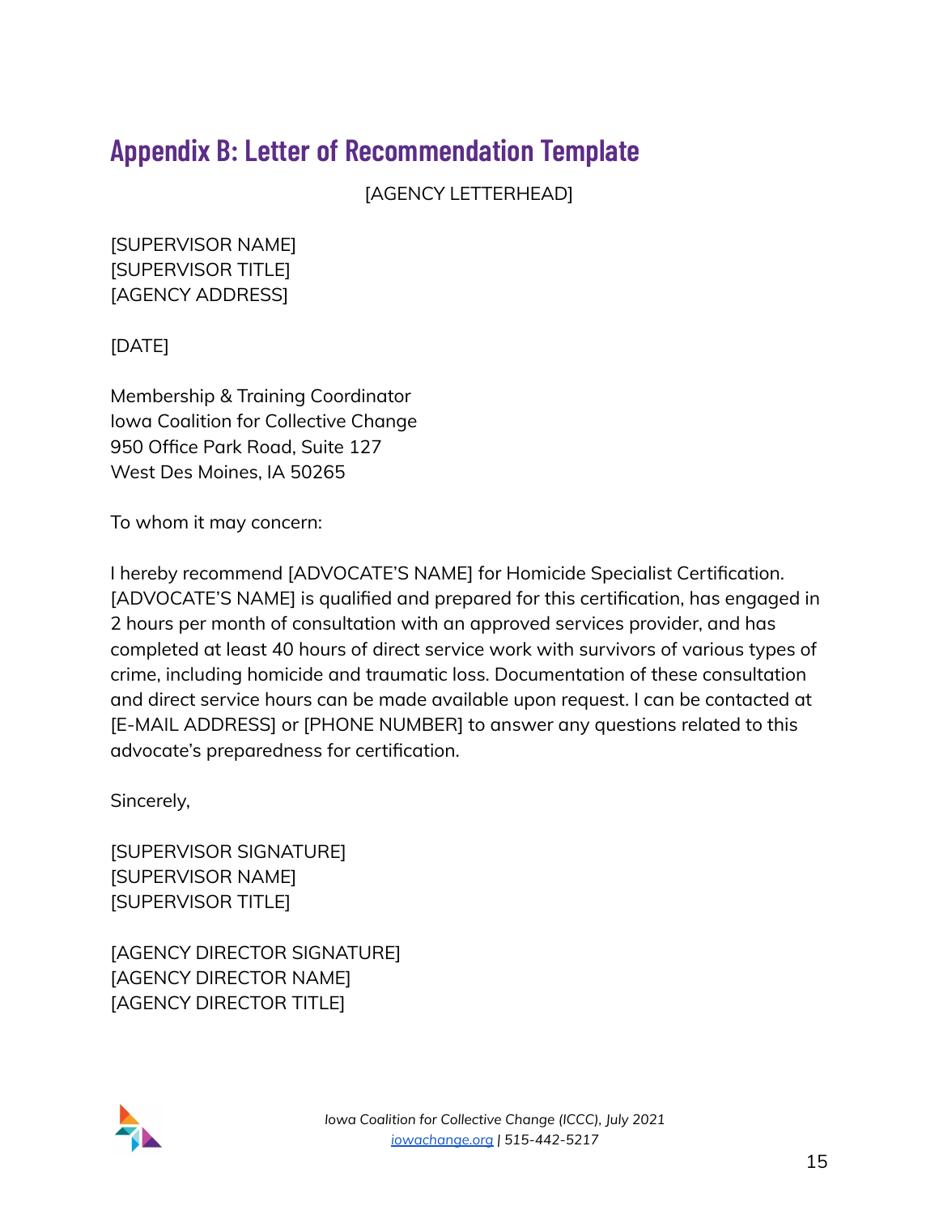## Appendix B: Letter of Recommendation Template

[AGENCY LETTERHEAD]

[SUPERVISOR NAME]
[SUPERVISOR TITLE]
[AGENCY ADDRESS]

[DATE]

Membership & Training Coordinator
Iowa Coalition for Collective Change
950 Office Park Road, Suite 127
West Des Moines, IA 50265

To whom it may concern:

I hereby recommend [ADVOCATE'S NAME] for Homicide Specialist Certification. [ADVOCATE'S NAME] is qualified and prepared for this certification, has engaged in 2 hours per month of consultation with an approved services provider, and has completed at least 40 hours of direct service work with survivors of various types of crime, including homicide and traumatic loss. Documentation of these consultation and direct service hours can be made available upon request. I can be contacted at [E-MAIL ADDRESS] or [PHONE NUMBER] to answer any questions related to this advocate's preparedness for certification.

Sincerely,

[SUPERVISOR SIGNATURE]
[SUPERVISOR NAME]
[SUPERVISOR TITLE]

[AGENCY DIRECTOR SIGNATURE]
[AGENCY DIRECTOR NAME]
[AGENCY DIRECTOR TITLE]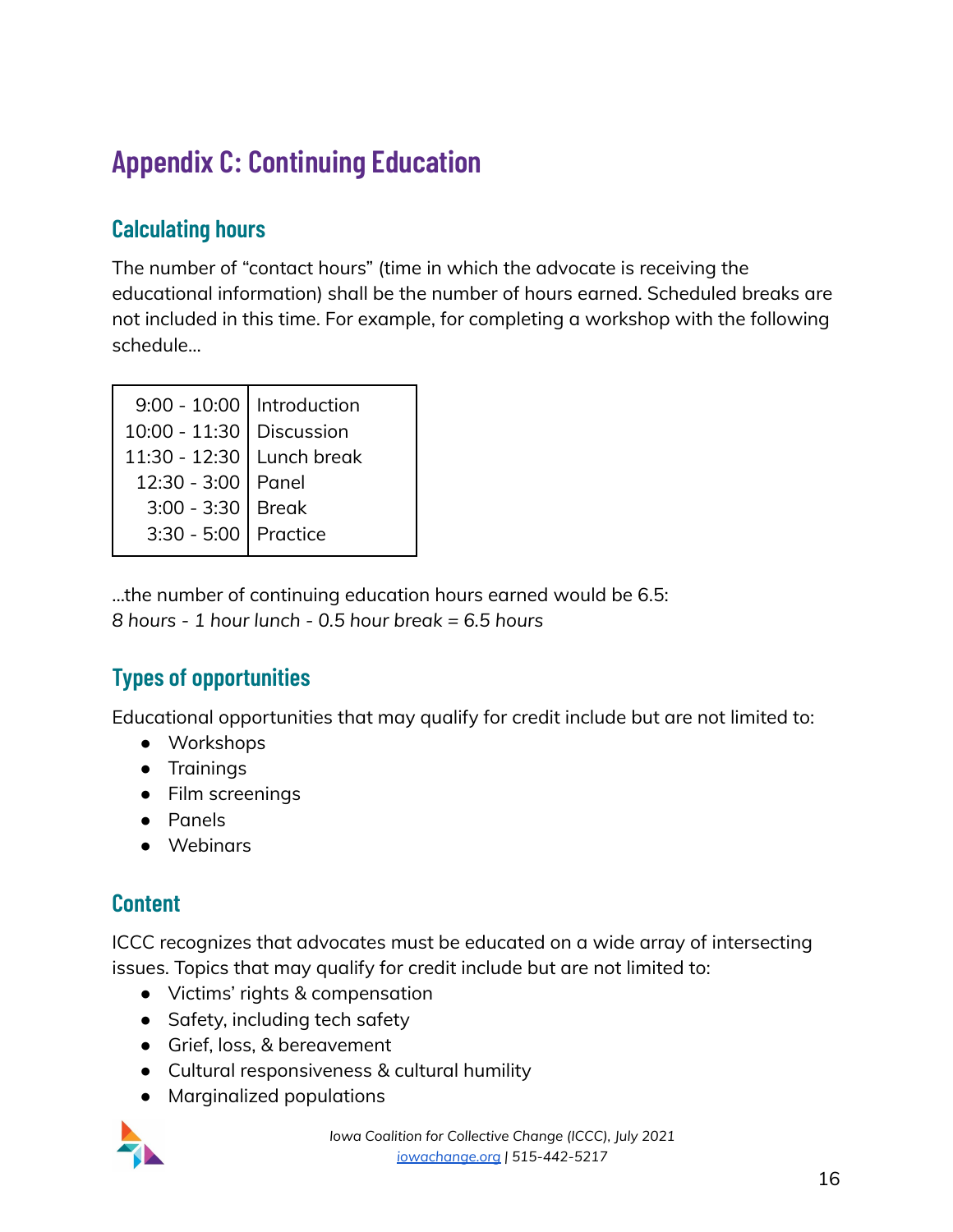# Appendix C: Continuing Education

## Calculating hours

The number of "contact hours" (time in which the advocate is receiving the educational information) shall be the number of hours earned. Scheduled breaks are not included in this time. For example, for completing a workshop with the following schedule...

| | |
|---|---|
| 9:00 - 10:00 | Introduction |
| 10:00 - 11:30 | Discussion |
| 11:30 - 12:30 | Lunch break |
| 12:30 - 3:00 | Panel |
| 3:00 - 3:30 | Break |
| 3:30 - 5:00 | Practice |

...the number of continuing education hours earned would be 6.5:
*8 hours - 1 hour lunch - 0.5 hour break = 6.5 hours*

## Types of opportunities

Educational opportunities that may qualify for credit include but are not limited to:

- Workshops
- Trainings
- Film screenings
- Panels
- Webinars

## Content

ICCC recognizes that advocates must be educated on a wide array of intersecting issues. Topics that may qualify for credit include but are not limited to:

- Victims' rights & compensation
- Safety, including tech safety
- Grief, loss, & bereavement
- Cultural responsiveness & cultural humility
- Marginalized populations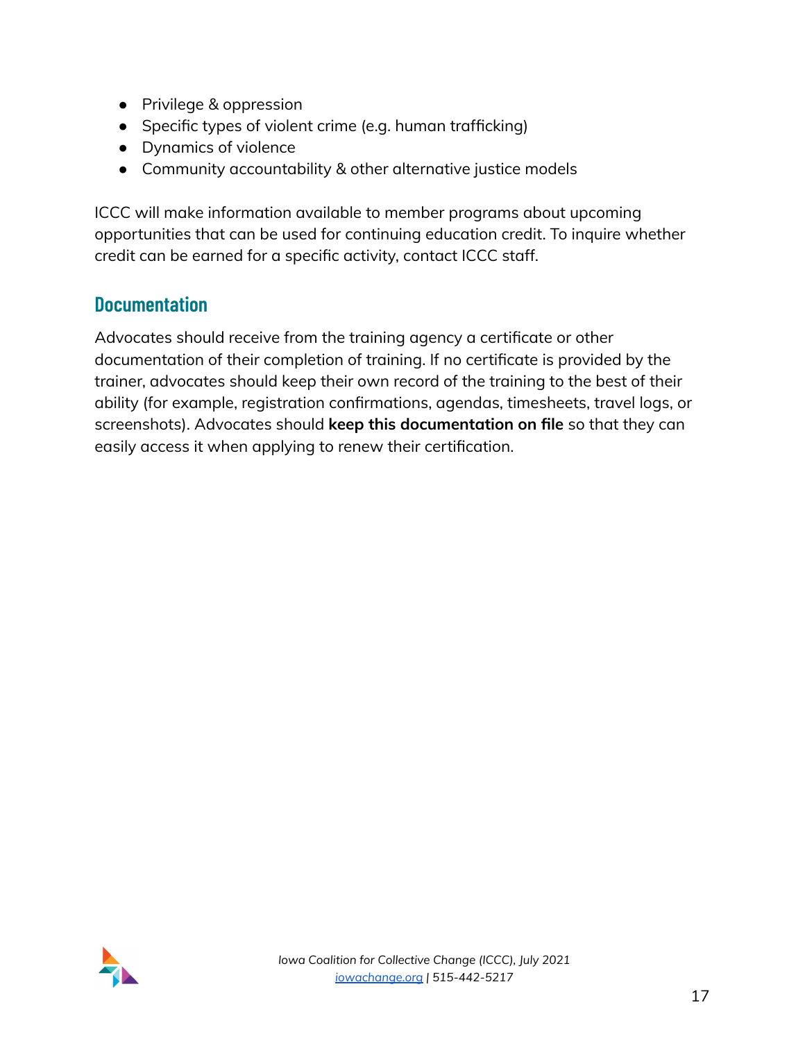- Privilege & oppression
- Specific types of violent crime (e.g. human trafficking)
- Dynamics of violence
- Community accountability & other alternative justice models

ICCC will make information available to member programs about upcoming opportunities that can be used for continuing education credit. To inquire whether credit can be earned for a specific activity, contact ICCC staff.

## Documentation

Advocates should receive from the training agency a certificate or other documentation of their completion of training. If no certificate is provided by the trainer, advocates should keep their own record of the training to the best of their ability (for example, registration confirmations, agendas, timesheets, travel logs, or screenshots). Advocates should **keep this documentation on file** so that they can easily access it when applying to renew their certification.